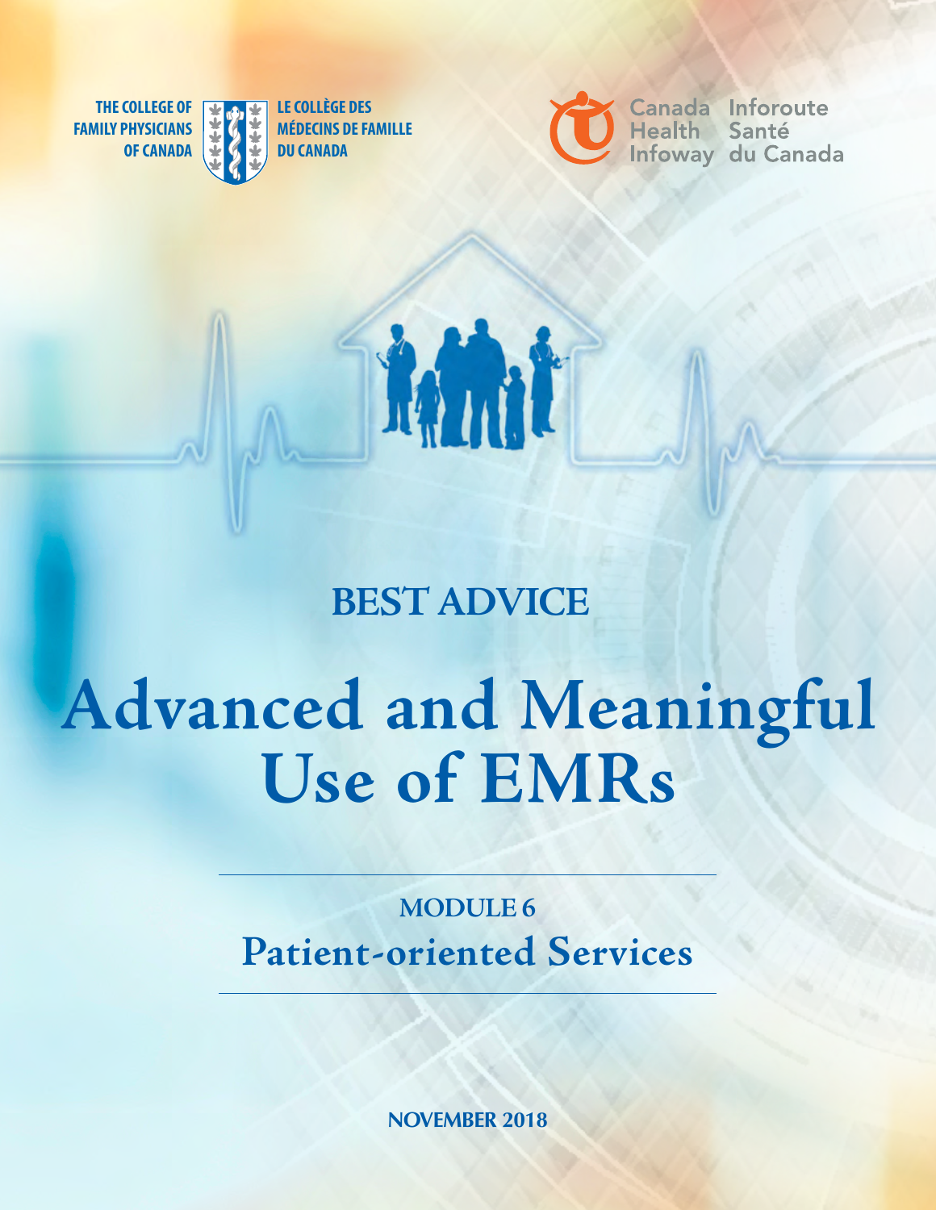THE COLLEGE OF FAMILY PHYSICIANS OF CANADA

LE COLLÈGE DES MÉDECINS DE FAMILLE DU CANADA

Canada Health Infoway

Inforoute Santé du Canada

## BEST ADVICE

# Advanced and Meaningful Use of EMRs

### MODULE 6

## Patient-oriented Services

**NOVEMBER 2018**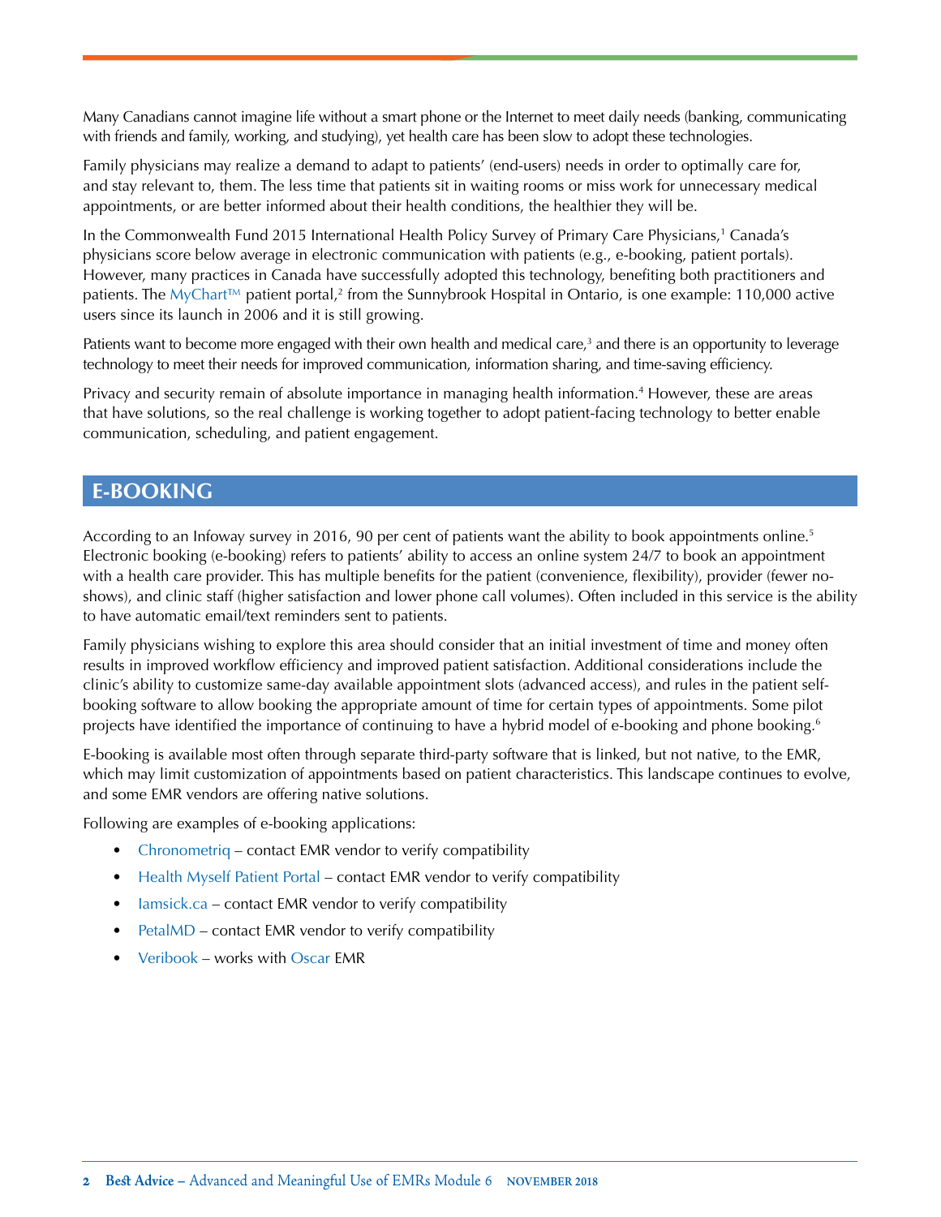Many Canadians cannot imagine life without a smart phone or the Internet to meet daily needs (banking, communicating with friends and family, working, and studying), yet health care has been slow to adopt these technologies.

Family physicians may realize a demand to adapt to patients' (end-users) needs in order to optimally care for, and stay relevant to, them. The less time that patients sit in waiting rooms or miss work for unnecessary medical appointments, or are better informed about their health conditions, the healthier they will be.

In the Commonwealth Fund 2015 International Health Policy Survey of Primary Care Physicians,[1] Canada's physicians score below average in electronic communication with patients (e.g., e-booking, patient portals). However, many practices in Canada have successfully adopted this technology, benefiting both practitioners and patients. The MyChart™ patient portal,[2] from the Sunnybrook Hospital in Ontario, is one example: 110,000 active users since its launch in 2006 and it is still growing.

Patients want to become more engaged with their own health and medical care,[3] and there is an opportunity to leverage technology to meet their needs for improved communication, information sharing, and time-saving efficiency.

Privacy and security remain of absolute importance in managing health information.[4] However, these are areas that have solutions, so the real challenge is working together to adopt patient-facing technology to better enable communication, scheduling, and patient engagement.

## E-BOOKING

According to an Infoway survey in 2016, 90 per cent of patients want the ability to book appointments online.[5] Electronic booking (e-booking) refers to patients' ability to access an online system 24/7 to book an appointment with a health care provider. This has multiple benefits for the patient (convenience, flexibility), provider (fewer no-shows), and clinic staff (higher satisfaction and lower phone call volumes). Often included in this service is the ability to have automatic email/text reminders sent to patients.

Family physicians wishing to explore this area should consider that an initial investment of time and money often results in improved workflow efficiency and improved patient satisfaction. Additional considerations include the clinic's ability to customize same-day available appointment slots (advanced access), and rules in the patient self-booking software to allow booking the appropriate amount of time for certain types of appointments. Some pilot projects have identified the importance of continuing to have a hybrid model of e-booking and phone booking.[6]

E-booking is available most often through separate third-party software that is linked, but not native, to the EMR, which may limit customization of appointments based on patient characteristics. This landscape continues to evolve, and some EMR vendors are offering native solutions.

Following are examples of e-booking applications:

- Chronometriq – contact EMR vendor to verify compatibility
- Health Myself Patient Portal – contact EMR vendor to verify compatibility
- Iamsick.ca – contact EMR vendor to verify compatibility
- PetalMD – contact EMR vendor to verify compatibility
- Veribook – works with Oscar EMR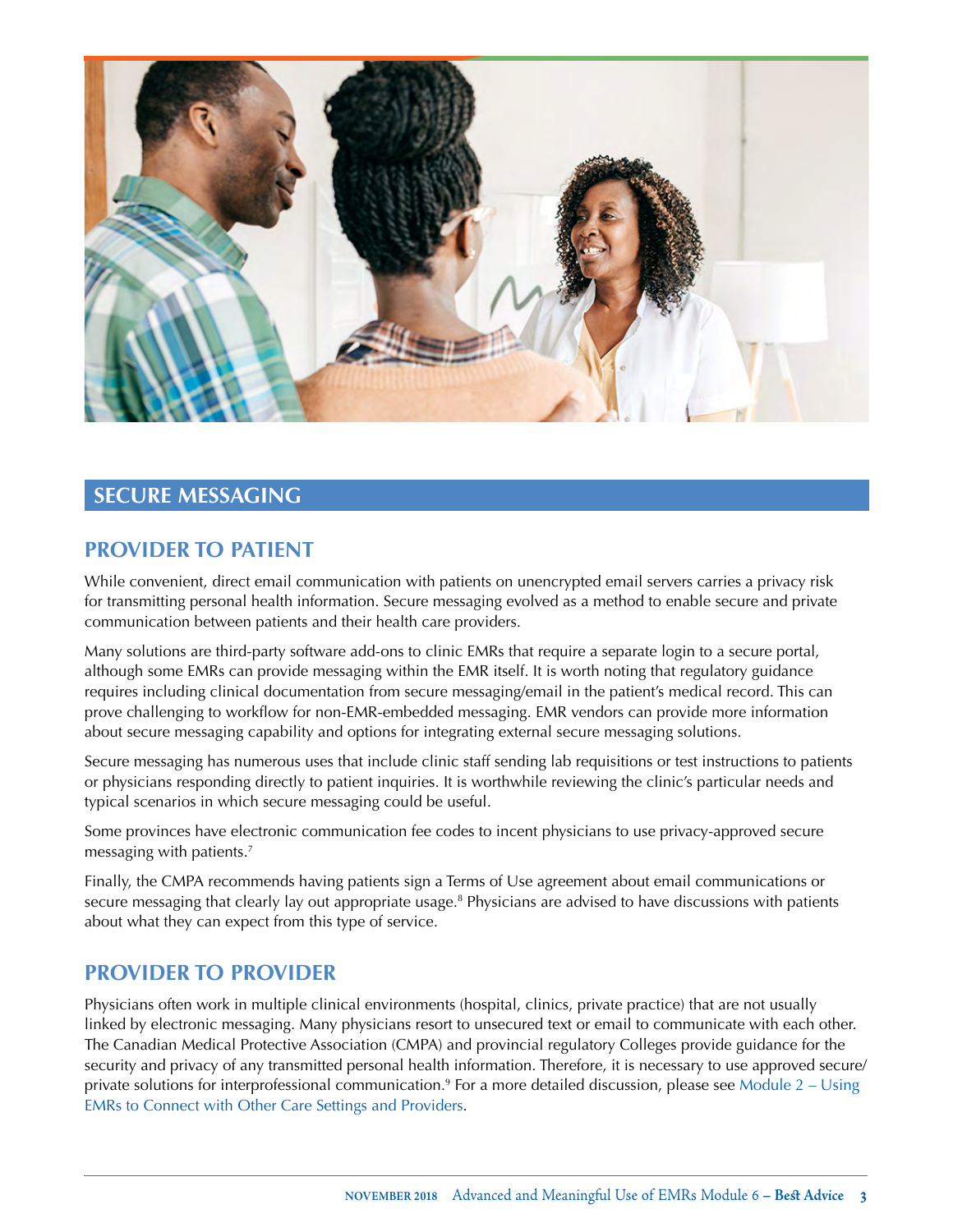## SECURE MESSAGING

### PROVIDER TO PATIENT

While convenient, direct email communication with patients on unencrypted email servers carries a privacy risk for transmitting personal health information. Secure messaging evolved as a method to enable secure and private communication between patients and their health care providers.

Many solutions are third-party software add-ons to clinic EMRs that require a separate login to a secure portal, although some EMRs can provide messaging within the EMR itself. It is worth noting that regulatory guidance requires including clinical documentation from secure messaging/email in the patient's medical record. This can prove challenging to workflow for non-EMR-embedded messaging. EMR vendors can provide more information about secure messaging capability and options for integrating external secure messaging solutions.

Secure messaging has numerous uses that include clinic staff sending lab requisitions or test instructions to patients or physicians responding directly to patient inquiries. It is worthwhile reviewing the clinic's particular needs and typical scenarios in which secure messaging could be useful.

Some provinces have electronic communication fee codes to incent physicians to use privacy-approved secure messaging with patients.[7]

Finally, the CMPA recommends having patients sign a Terms of Use agreement about email communications or secure messaging that clearly lay out appropriate usage.[8] Physicians are advised to have discussions with patients about what they can expect from this type of service.

### PROVIDER TO PROVIDER

Physicians often work in multiple clinical environments (hospital, clinics, private practice) that are not usually linked by electronic messaging. Many physicians resort to unsecured text or email to communicate with each other. The Canadian Medical Protective Association (CMPA) and provincial regulatory Colleges provide guidance for the security and privacy of any transmitted personal health information. Therefore, it is necessary to use approved secure/private solutions for interprofessional communication.[9] For a more detailed discussion, please see Module 2 – Using EMRs to Connect with Other Care Settings and Providers.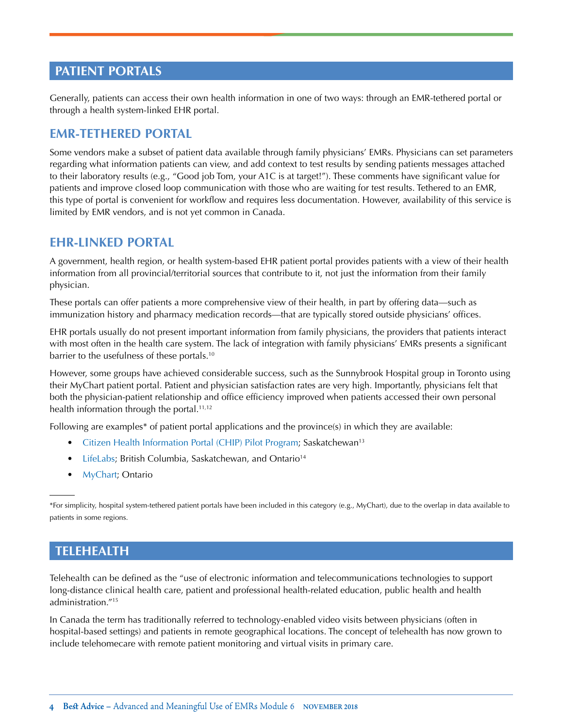## PATIENT PORTALS

Generally, patients can access their own health information in one of two ways: through an EMR-tethered portal or through a health system-linked EHR portal.

### EMR-TETHERED PORTAL

Some vendors make a subset of patient data available through family physicians' EMRs. Physicians can set parameters regarding what information patients can view, and add context to test results by sending patients messages attached to their laboratory results (e.g., "Good job Tom, your A1C is at target!"). These comments have significant value for patients and improve closed loop communication with those who are waiting for test results. Tethered to an EMR, this type of portal is convenient for workflow and requires less documentation. However, availability of this service is limited by EMR vendors, and is not yet common in Canada.

### EHR-LINKED PORTAL

A government, health region, or health system-based EHR patient portal provides patients with a view of their health information from all provincial/territorial sources that contribute to it, not just the information from their family physician.

These portals can offer patients a more comprehensive view of their health, in part by offering data—such as immunization history and pharmacy medication records—that are typically stored outside physicians' offices.

EHR portals usually do not present important information from family physicians, the providers that patients interact with most often in the health care system. The lack of integration with family physicians' EMRs presents a significant barrier to the usefulness of these portals.[10]

However, some groups have achieved considerable success, such as the Sunnybrook Hospital group in Toronto using their MyChart patient portal. Patient and physician satisfaction rates are very high. Importantly, physicians felt that both the physician-patient relationship and office efficiency improved when patients accessed their own personal health information through the portal.[11,12]

Following are examples* of patient portal applications and the province(s) in which they are available:

- Citizen Health Information Portal (CHIP) Pilot Program; Saskatchewan[13]
- LifeLabs; British Columbia, Saskatchewan, and Ontario[14]
- MyChart; Ontario

---

*For simplicity, hospital system-tethered patient portals have been included in this category (e.g., MyChart), due to the overlap in data available to patients in some regions.

## TELEHEALTH

Telehealth can be defined as the "use of electronic information and telecommunications technologies to support long-distance clinical health care, patient and professional health-related education, public health and health administration."[15]

In Canada the term has traditionally referred to technology-enabled video visits between physicians (often in hospital-based settings) and patients in remote geographical locations. The concept of telehealth has now grown to include telehomecare with remote patient monitoring and virtual visits in primary care.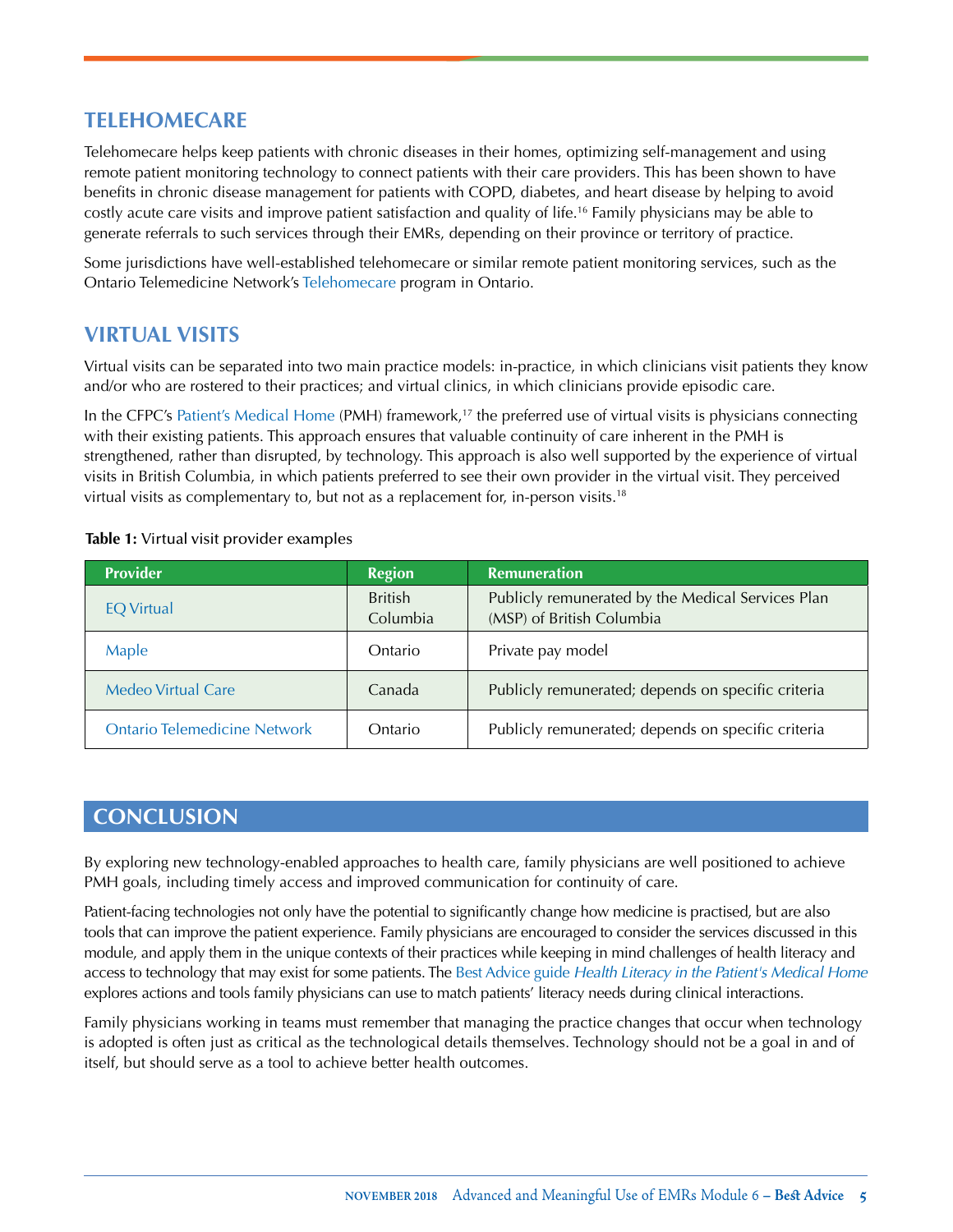## TELEHOMECARE

Telehomecare helps keep patients with chronic diseases in their homes, optimizing self-management and using remote patient monitoring technology to connect patients with their care providers. This has been shown to have benefits in chronic disease management for patients with COPD, diabetes, and heart disease by helping to avoid costly acute care visits and improve patient satisfaction and quality of life.[16] Family physicians may be able to generate referrals to such services through their EMRs, depending on their province or territory of practice.

Some jurisdictions have well-established telehomecare or similar remote patient monitoring services, such as the Ontario Telemedicine Network's Telehomecare program in Ontario.

## VIRTUAL VISITS

Virtual visits can be separated into two main practice models: in-practice, in which clinicians visit patients they know and/or who are rostered to their practices; and virtual clinics, in which clinicians provide episodic care.

In the CFPC's Patient's Medical Home (PMH) framework,[17] the preferred use of virtual visits is physicians connecting with their existing patients. This approach ensures that valuable continuity of care inherent in the PMH is strengthened, rather than disrupted, by technology. This approach is also well supported by the experience of virtual visits in British Columbia, in which patients preferred to see their own provider in the virtual visit. They perceived virtual visits as complementary to, but not as a replacement for, in-person visits.[18]

**Table 1:** Virtual visit provider examples

| Provider | Region | Remuneration |
|---|---|---|
| EQ Virtual | British Columbia | Publicly remunerated by the Medical Services Plan (MSP) of British Columbia |
| Maple | Ontario | Private pay model |
| Medeo Virtual Care | Canada | Publicly remunerated; depends on specific criteria |
| Ontario Telemedicine Network | Ontario | Publicly remunerated; depends on specific criteria |

## CONCLUSION

By exploring new technology-enabled approaches to health care, family physicians are well positioned to achieve PMH goals, including timely access and improved communication for continuity of care.

Patient-facing technologies not only have the potential to significantly change how medicine is practised, but are also tools that can improve the patient experience. Family physicians are encouraged to consider the services discussed in this module, and apply them in the unique contexts of their practices while keeping in mind challenges of health literacy and access to technology that may exist for some patients. The Best Advice guide *Health Literacy in the Patient's Medical Home* explores actions and tools family physicians can use to match patients' literacy needs during clinical interactions.

Family physicians working in teams must remember that managing the practice changes that occur when technology is adopted is often just as critical as the technological details themselves. Technology should not be a goal in and of itself, but should serve as a tool to achieve better health outcomes.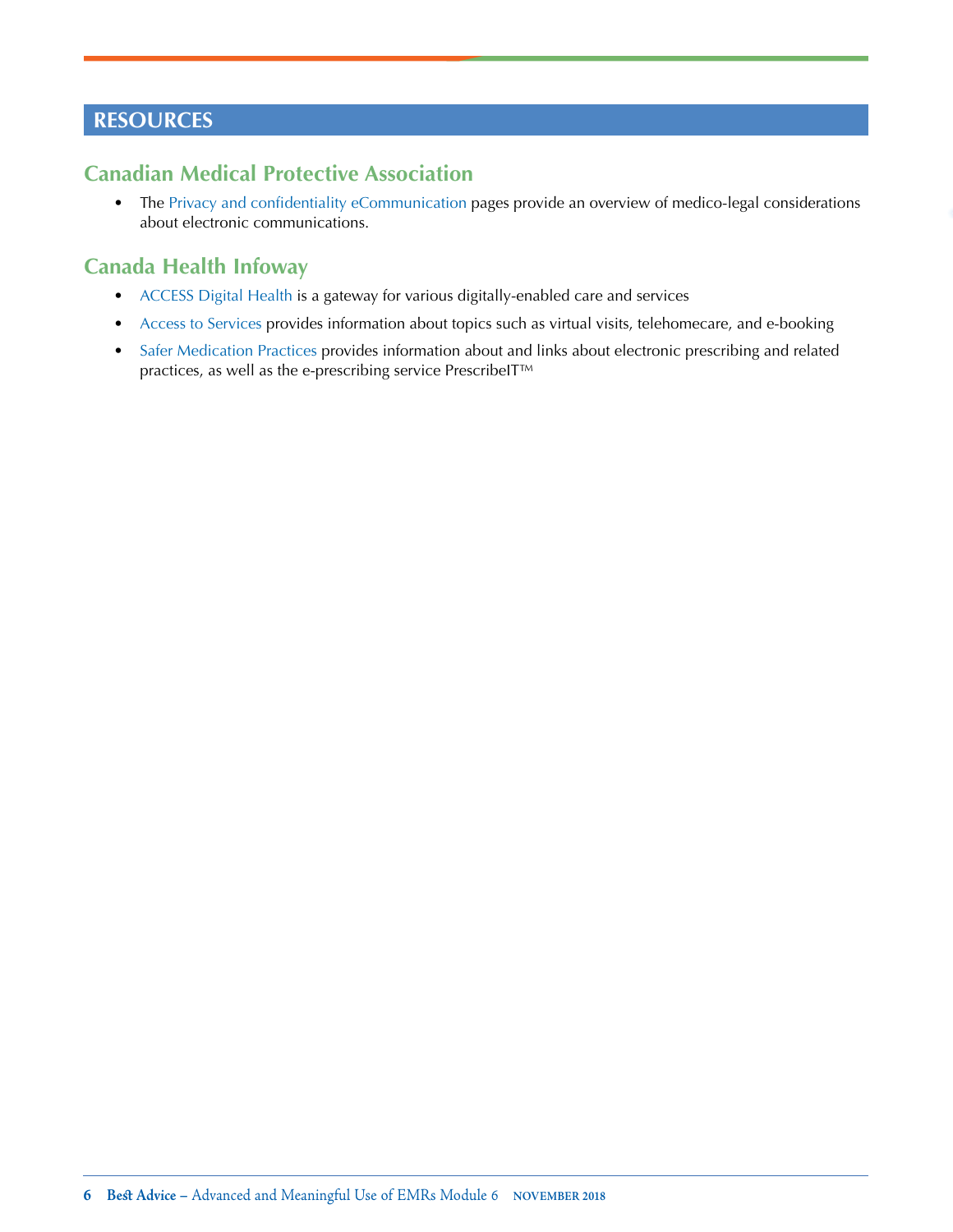## RESOURCES

### Canadian Medical Protective Association

- The Privacy and confidentiality eCommunication pages provide an overview of medico-legal considerations about electronic communications.

### Canada Health Infoway

- ACCESS Digital Health is a gateway for various digitally-enabled care and services
- Access to Services provides information about topics such as virtual visits, telehomecare, and e-booking
- Safer Medication Practices provides information about and links about electronic prescribing and related practices, as well as the e-prescribing service PrescribeIT™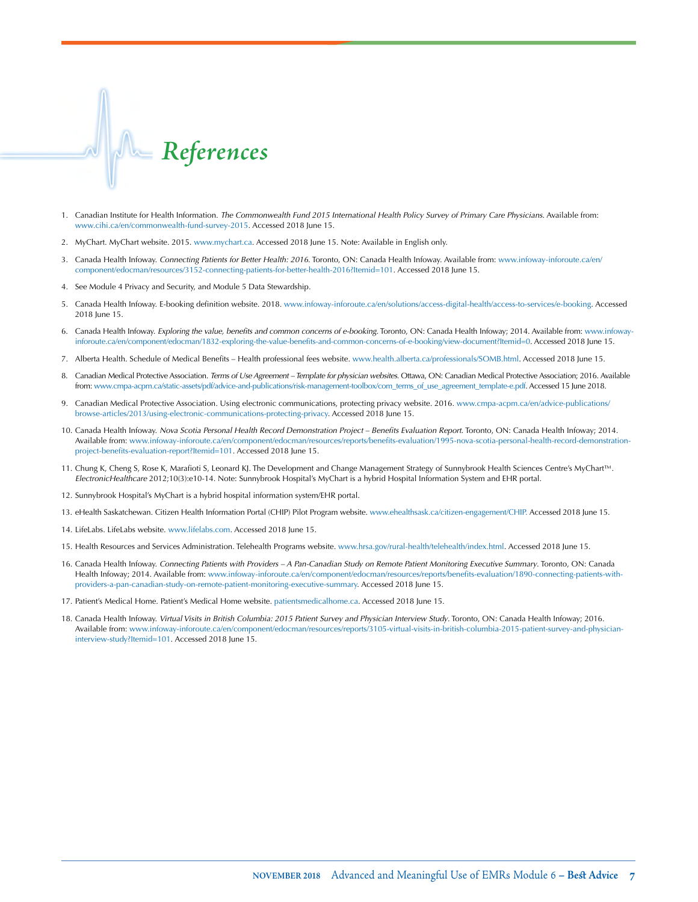# References

1. Canadian Institute for Health Information. *The Commonwealth Fund 2015 International Health Policy Survey of Primary Care Physicians*. Available from: www.cihi.ca/en/commonwealth-fund-survey-2015. Accessed 2018 June 15.

2. MyChart. MyChart website. 2015. www.mychart.ca. Accessed 2018 June 15. Note: Available in English only.

3. Canada Health Infoway. *Connecting Patients for Better Health: 2016*. Toronto, ON: Canada Health Infoway. Available from: www.infoway-inforoute.ca/en/component/edocman/resources/3152-connecting-patients-for-better-health-2016?Itemid=101. Accessed 2018 June 15.

4. See Module 4 Privacy and Security, and Module 5 Data Stewardship.

5. Canada Health Infoway. E-booking definition website. 2018. www.infoway-inforoute.ca/en/solutions/access-digital-health/access-to-services/e-booking. Accessed 2018 June 15.

6. Canada Health Infoway. *Exploring the value, benefits and common concerns of e-booking*. Toronto, ON: Canada Health Infoway; 2014. Available from: www.infoway-inforoute.ca/en/component/edocman/1832-exploring-the-value-benefits-and-common-concerns-of-e-booking/view-document?Itemid=0. Accessed 2018 June 15.

7. Alberta Health. Schedule of Medical Benefits – Health professional fees website. www.health.alberta.ca/professionals/SOMB.html. Accessed 2018 June 15.

8. Canadian Medical Protective Association. *Terms of Use Agreement – Template for physician websites*. Ottawa, ON: Canadian Medical Protective Association; 2016. Available from: www.cmpa-acpm.ca/static-assets/pdf/advice-and-publications/risk-management-toolbox/com_terms_of_use_agreement_template-e.pdf. Accessed 15 June 2018.

9. Canadian Medical Protective Association. Using electronic communications, protecting privacy website. 2016. www.cmpa-acpm.ca/en/advice-publications/browse-articles/2013/using-electronic-communications-protecting-privacy. Accessed 2018 June 15.

10. Canada Health Infoway. *Nova Scotia Personal Health Record Demonstration Project – Benefits Evaluation Report*. Toronto, ON: Canada Health Infoway; 2014. Available from: www.infoway-inforoute.ca/en/component/edocman/resources/reports/benefits-evaluation/1995-nova-scotia-personal-health-record-demonstration-project-benefits-evaluation-report?Itemid=101. Accessed 2018 June 15.

11. Chung K, Cheng S, Rose K, Marafioti S, Leonard KJ. The Development and Change Management Strategy of Sunnybrook Health Sciences Centre's MyChart™. *ElectronicHealthcare* 2012;10(3):e10-14. Note: Sunnybrook Hospital's MyChart is a hybrid Hospital Information System and EHR portal.

12. Sunnybrook Hospital's MyChart is a hybrid hospital information system/EHR portal.

13. eHealth Saskatchewan. Citizen Health Information Portal (CHIP) Pilot Program website. www.ehealthsask.ca/citizen-engagement/CHIP. Accessed 2018 June 15.

14. LifeLabs. LifeLabs website. www.lifelabs.com. Accessed 2018 June 15.

15. Health Resources and Services Administration. Telehealth Programs website. www.hrsa.gov/rural-health/telehealth/index.html. Accessed 2018 June 15.

16. Canada Health Infoway. *Connecting Patients with Providers – A Pan-Canadian Study on Remote Patient Monitoring Executive Summary*. Toronto, ON: Canada Health Infoway; 2014. Available from: www.infoway-inforoute.ca/en/component/edocman/resources/reports/benefits-evaluation/1890-connecting-patients-with-providers-a-pan-canadian-study-on-remote-patient-monitoring-executive-summary. Accessed 2018 June 15.

17. Patient's Medical Home. Patient's Medical Home website. patientsmedicalhome.ca. Accessed 2018 June 15.

18. Canada Health Infoway. *Virtual Visits in British Columbia: 2015 Patient Survey and Physician Interview Study*. Toronto, ON: Canada Health Infoway; 2016. Available from: www.infoway-inforoute.ca/en/component/edocman/resources/reports/3105-virtual-visits-in-british-columbia-2015-patient-survey-and-physician-interview-study?Itemid=101. Accessed 2018 June 15.